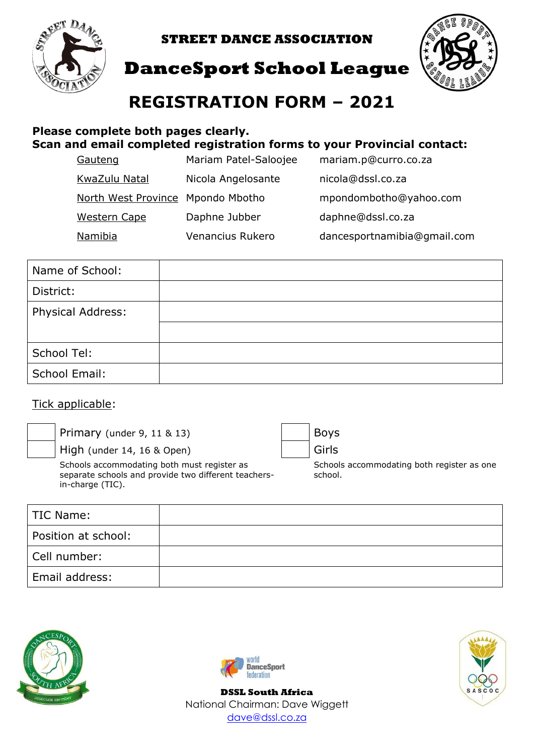**STREET DANCE ASSOCIATION**

# DanceSport School League

## REGISTRATION FORM – 2021

**Please complete both pages clearly.**
**Scan and email completed registration forms to your Provincial contact:**

| | | |
|---|---|---|
| Gauteng | Mariam Patel-Saloojee | mariam.p@curro.co.za |
| KwaZulu Natal | Nicola Angelosante | nicola@dssl.co.za |
| North West Province | Mpondo Mbotho | mpondombotho@yahoo.com |
| Western Cape | Daphne Jubber | daphne@dssl.co.za |
| Namibia | Venancius Rukero | dancesportnamibia@gmail.com |

| | |
|---|---|
| Name of School: | |
| District: | |
| Physical Address: | |
| | |
| School Tel: | |
| School Email: | |

Tick applicable:

| | | | |
|---|---|---|---|
| ☐ | Primary (under 9, 11 & 13) | ☐ | Boys |
| ☐ | High (under 14, 16 & Open) | ☐ | Girls |

Schools accommodating both must register as separate schools and provide two different teachers-in-charge (TIC).

Schools accommodating both register as one school.

| | |
|---|---|
| TIC Name: | |
| Position at school: | |
| Cell number: | |
| Email address: | |

**DSSL South Africa**
National Chairman: Dave Wiggett
dave@dssl.co.za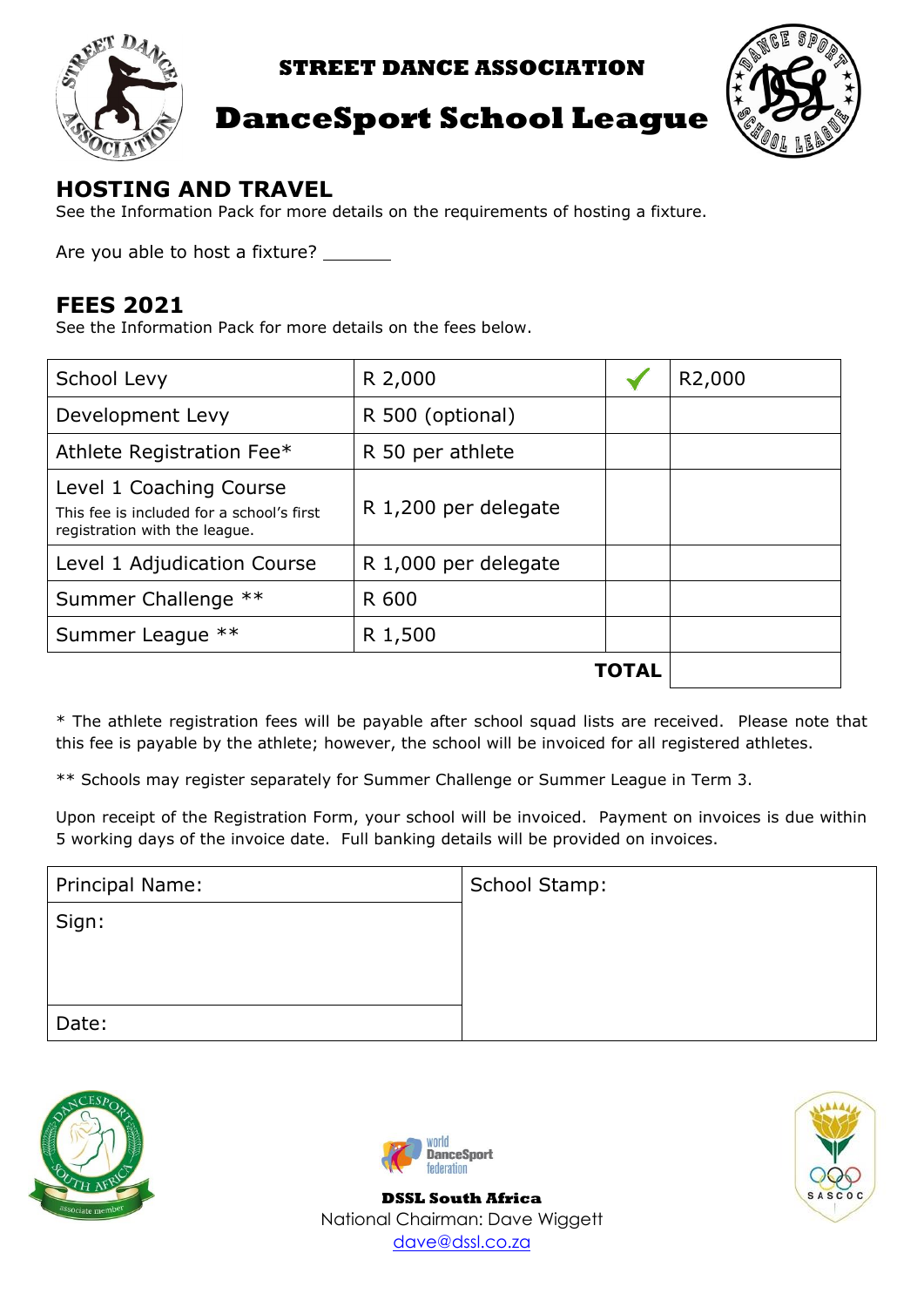**STREET DANCE ASSOCIATION**

# DanceSport School League

## HOSTING AND TRAVEL

See the Information Pack for more details on the requirements of hosting a fixture.

Are you able to host a fixture? _______

## FEES 2021

See the Information Pack for more details on the fees below.

| | | | |
|---|---|---|---|
| School Levy | R 2,000 | ✓ | R2,000 |
| Development Levy | R 500 (optional) | | |
| Athlete Registration Fee* | R 50 per athlete | | |
| Level 1 Coaching Course<br>This fee is included for a school's first registration with the league. | R 1,200 per delegate | | |
| Level 1 Adjudication Course | R 1,000 per delegate | | |
| Summer Challenge ** | R 600 | | |
| Summer League ** | R 1,500 | | |
| | | **TOTAL** | |

* The athlete registration fees will be payable after school squad lists are received. Please note that this fee is payable by the athlete; however, the school will be invoiced for all registered athletes.

** Schools may register separately for Summer Challenge or Summer League in Term 3.

Upon receipt of the Registration Form, your school will be invoiced. Payment on invoices is due within 5 working days of the invoice date. Full banking details will be provided on invoices.

| | |
|---|---|
| Principal Name: | School Stamp: |
| Sign: | |
| Date: | |

**DSSL South Africa**
National Chairman: Dave Wiggett
dave@dssl.co.za